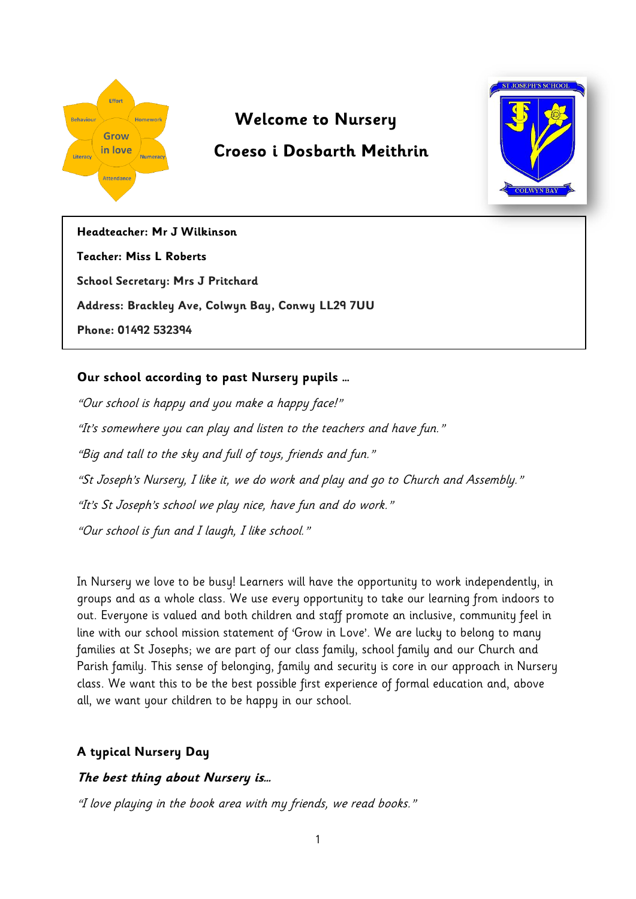# Welcome to Nursery

# Croeso i Dosbarth Meithrin

**Headteacher: Mr J Wilkinson**

**Teacher: Miss L Roberts**

**School Secretary: Mrs J Pritchard**

**Address: Brackley Ave, Colwyn Bay, Conwy LL29 7UU**

**Phone: 01492 532394**

**Our school according to past Nursery pupils …**

*"Our school is happy and you make a happy face!"*

*"It's somewhere you can play and listen to the teachers and have fun."*

*"Big and tall to the sky and full of toys, friends and fun."*

*"St Joseph's Nursery, I like it, we do work and play and go to Church and Assembly."*

*"It's St Joseph's school we play nice, have fun and do work."*

*"Our school is fun and I laugh, I like school."*

In Nursery we love to be busy! Learners will have the opportunity to work independently, in groups and as a whole class. We use every opportunity to take our learning from indoors to out. Everyone is valued and both children and staff promote an inclusive, community feel in line with our school mission statement of 'Grow in Love'. We are lucky to belong to many families at St Josephs; we are part of our class family, school family and our Church and Parish family. This sense of belonging, family and security is core in our approach in Nursery class. We want this to be the best possible first experience of formal education and, above all, we want your children to be happy in our school.

## A typical Nursery Day

***The best thing about Nursery is…***

*"I love playing in the book area with my friends, we read books."*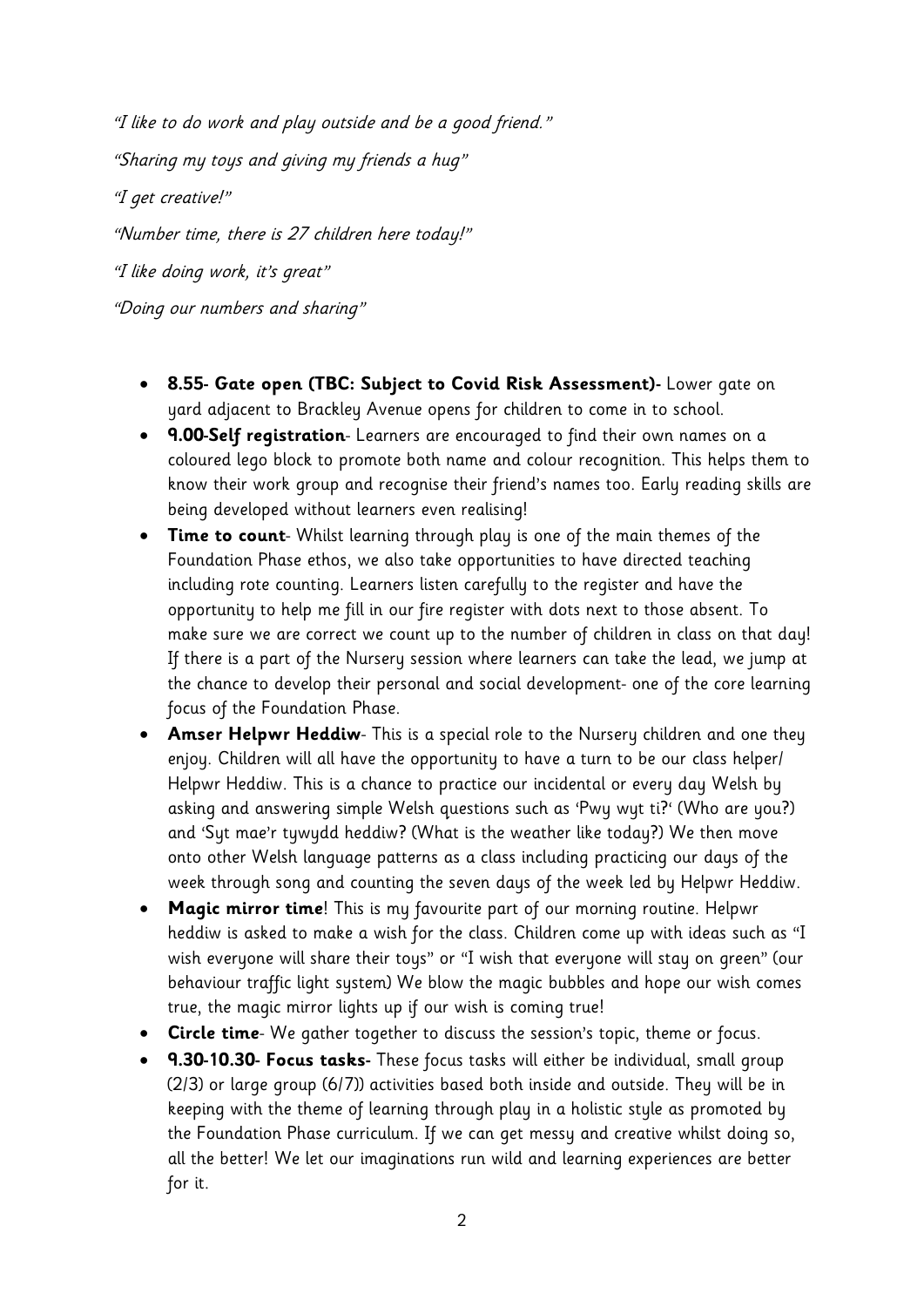*"I like to do work and play outside and be a good friend."*

*"Sharing my toys and giving my friends a hug"*

*"I get creative!"*

*"Number time, there is 27 children here today!"*

*"I like doing work, it's great"*

*"Doing our numbers and sharing"*

- **8.55- Gate open (TBC: Subject to Covid Risk Assessment)-** Lower gate on yard adjacent to Brackley Avenue opens for children to come in to school.
- **9.00-Self registration**- Learners are encouraged to find their own names on a coloured lego block to promote both name and colour recognition. This helps them to know their work group and recognise their friend's names too. Early reading skills are being developed without learners even realising!
- **Time to count**- Whilst learning through play is one of the main themes of the Foundation Phase ethos, we also take opportunities to have directed teaching including rote counting. Learners listen carefully to the register and have the opportunity to help me fill in our fire register with dots next to those absent. To make sure we are correct we count up to the number of children in class on that day! If there is a part of the Nursery session where learners can take the lead, we jump at the chance to develop their personal and social development- one of the core learning focus of the Foundation Phase.
- **Amser Helpwr Heddiw**- This is a special role to the Nursery children and one they enjoy. Children will all have the opportunity to have a turn to be our class helper/ Helpwr Heddiw. This is a chance to practice our incidental or every day Welsh by asking and answering simple Welsh questions such as 'Pwy wyt ti?' (Who are you?) and 'Syt mae'r tywydd heddiw? (What is the weather like today?) We then move onto other Welsh language patterns as a class including practicing our days of the week through song and counting the seven days of the week led by Helpwr Heddiw.
- **Magic mirror time**! This is my favourite part of our morning routine. Helpwr heddiw is asked to make a wish for the class. Children come up with ideas such as "I wish everyone will share their toys" or "I wish that everyone will stay on green" (our behaviour traffic light system) We blow the magic bubbles and hope our wish comes true, the magic mirror lights up if our wish is coming true!
- **Circle time**- We gather together to discuss the session's topic, theme or focus.
- **9.30-10.30- Focus tasks-** These focus tasks will either be individual, small group (2/3) or large group (6/7)) activities based both inside and outside. They will be in keeping with the theme of learning through play in a holistic style as promoted by the Foundation Phase curriculum. If we can get messy and creative whilst doing so, all the better! We let our imaginations run wild and learning experiences are better for it.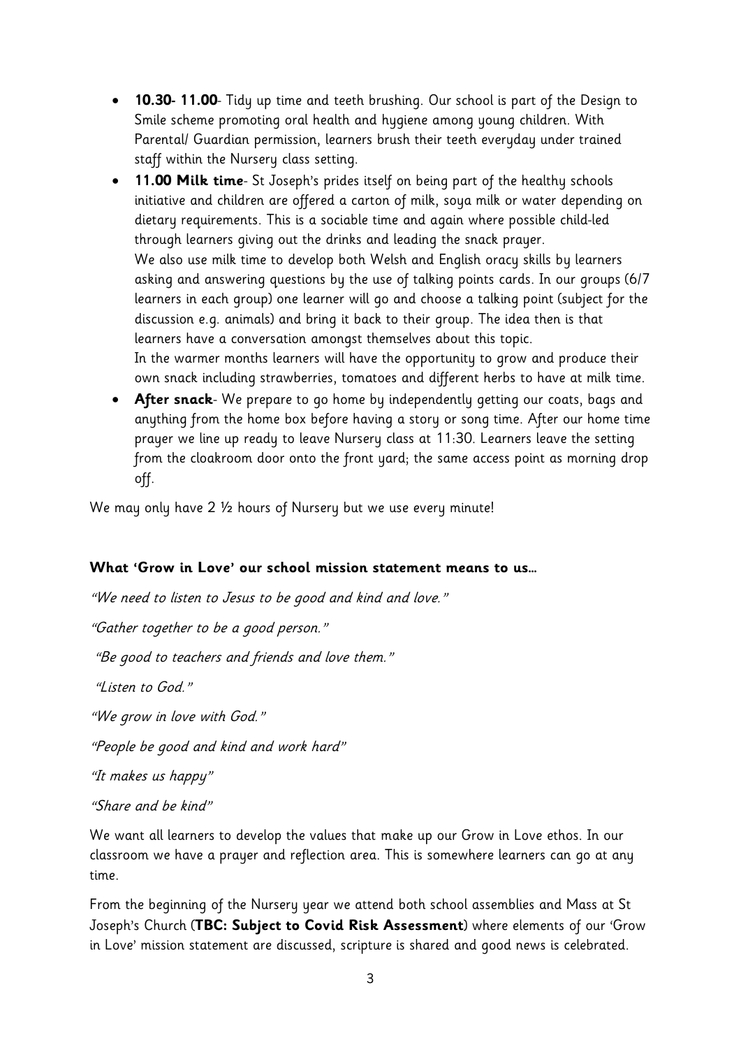- **10.30- 11.00**- Tidy up time and teeth brushing. Our school is part of the Design to Smile scheme promoting oral health and hygiene among young children. With Parental/ Guardian permission, learners brush their teeth everyday under trained staff within the Nursery class setting.
- **11.00 Milk time**- St Joseph's prides itself on being part of the healthy schools initiative and children are offered a carton of milk, soya milk or water depending on dietary requirements. This is a sociable time and again where possible child-led through learners giving out the drinks and leading the snack prayer.
  We also use milk time to develop both Welsh and English oracy skills by learners asking and answering questions by the use of talking points cards. In our groups (6/7 learners in each group) one learner will go and choose a talking point (subject for the discussion e.g. animals) and bring it back to their group. The idea then is that learners have a conversation amongst themselves about this topic.
  In the warmer months learners will have the opportunity to grow and produce their own snack including strawberries, tomatoes and different herbs to have at milk time.
- **After snack**- We prepare to go home by independently getting our coats, bags and anything from the home box before having a story or song time. After our home time prayer we line up ready to leave Nursery class at 11:30. Learners leave the setting from the cloakroom door onto the front yard; the same access point as morning drop off.

We may only have 2 ½ hours of Nursery but we use every minute!

**What 'Grow in Love' our school mission statement means to us…**

*"We need to listen to Jesus to be good and kind and love."*

*"Gather together to be a good person."*

*"Be good to teachers and friends and love them."*

*"Listen to God."*

*"We grow in love with God."*

*"People be good and kind and work hard"*

*"It makes us happy"*

*"Share and be kind"*

We want all learners to develop the values that make up our Grow in Love ethos. In our classroom we have a prayer and reflection area. This is somewhere learners can go at any time.

From the beginning of the Nursery year we attend both school assemblies and Mass at St Joseph's Church (**TBC: Subject to Covid Risk Assessment**) where elements of our 'Grow in Love' mission statement are discussed, scripture is shared and good news is celebrated.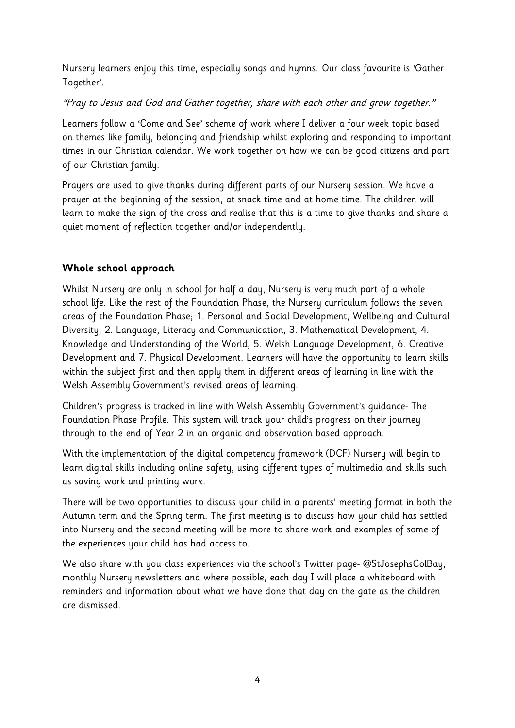Nursery learners enjoy this time, especially songs and hymns. Our class favourite is 'Gather Together'.

*"Pray to Jesus and God and Gather together, share with each other and grow together."*

Learners follow a 'Come and See' scheme of work where I deliver a four week topic based on themes like family, belonging and friendship whilst exploring and responding to important times in our Christian calendar. We work together on how we can be good citizens and part of our Christian family.

Prayers are used to give thanks during different parts of our Nursery session. We have a prayer at the beginning of the session, at snack time and at home time. The children will learn to make the sign of the cross and realise that this is a time to give thanks and share a quiet moment of reflection together and/or independently.

**Whole school approach**

Whilst Nursery are only in school for half a day, Nursery is very much part of a whole school life. Like the rest of the Foundation Phase, the Nursery curriculum follows the seven areas of the Foundation Phase; 1. Personal and Social Development, Wellbeing and Cultural Diversity, 2. Language, Literacy and Communication, 3. Mathematical Development, 4. Knowledge and Understanding of the World, 5. Welsh Language Development, 6. Creative Development and 7. Physical Development. Learners will have the opportunity to learn skills within the subject first and then apply them in different areas of learning in line with the Welsh Assembly Government's revised areas of learning.

Children's progress is tracked in line with Welsh Assembly Government's guidance- The Foundation Phase Profile. This system will track your child's progress on their journey through to the end of Year 2 in an organic and observation based approach.

With the implementation of the digital competency framework (DCF) Nursery will begin to learn digital skills including online safety, using different types of multimedia and skills such as saving work and printing work.

There will be two opportunities to discuss your child in a parents' meeting format in both the Autumn term and the Spring term. The first meeting is to discuss how your child has settled into Nursery and the second meeting will be more to share work and examples of some of the experiences your child has had access to.

We also share with you class experiences via the school's Twitter page- @StJosephsColBay, monthly Nursery newsletters and where possible, each day I will place a whiteboard with reminders and information about what we have done that day on the gate as the children are dismissed.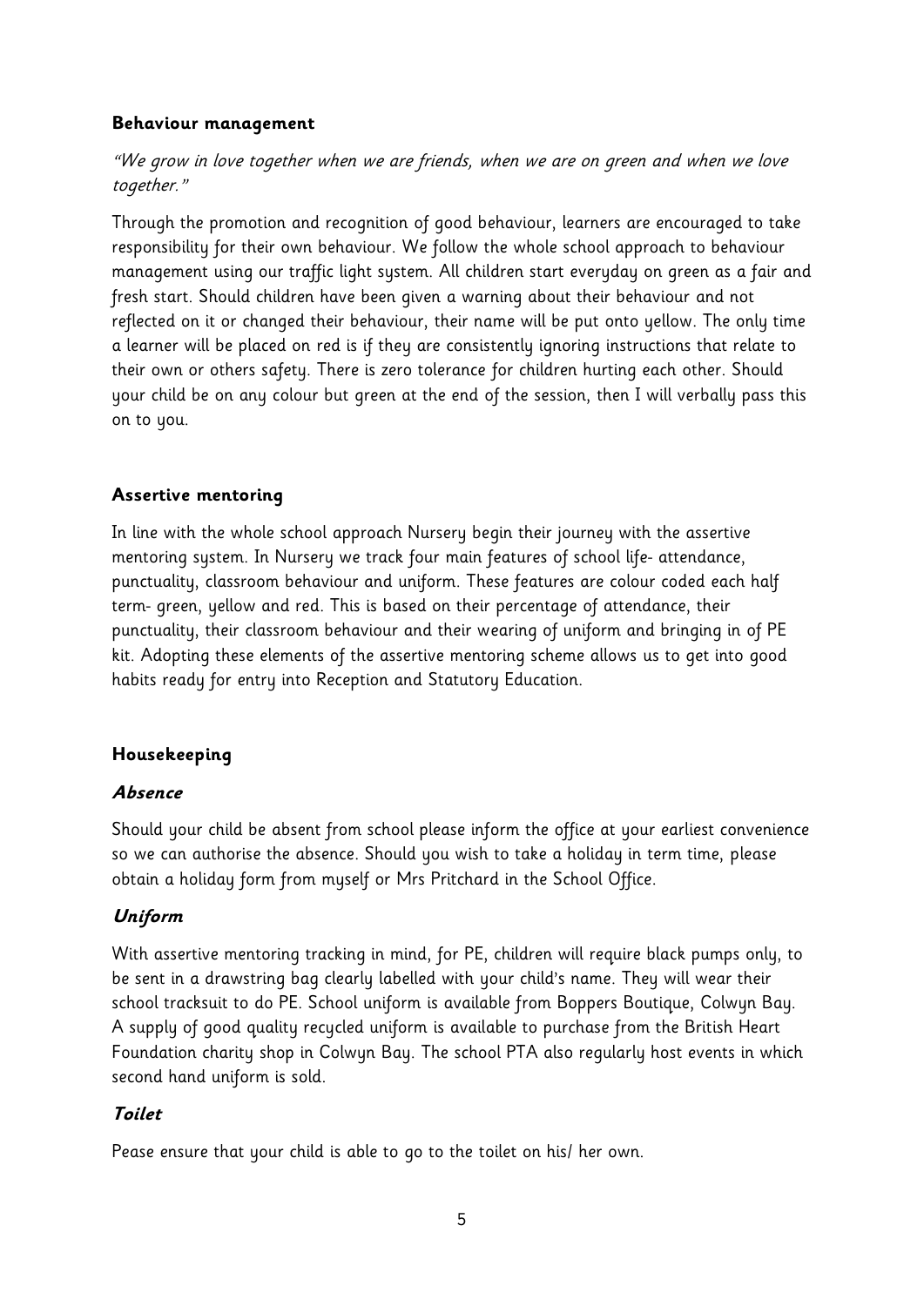## Behaviour management

*"We grow in love together when we are friends, when we are on green and when we love together."*

Through the promotion and recognition of good behaviour, learners are encouraged to take responsibility for their own behaviour. We follow the whole school approach to behaviour management using our traffic light system. All children start everyday on green as a fair and fresh start. Should children have been given a warning about their behaviour and not reflected on it or changed their behaviour, their name will be put onto yellow. The only time a learner will be placed on red is if they are consistently ignoring instructions that relate to their own or others safety. There is zero tolerance for children hurting each other. Should your child be on any colour but green at the end of the session, then I will verbally pass this on to you.

## Assertive mentoring

In line with the whole school approach Nursery begin their journey with the assertive mentoring system. In Nursery we track four main features of school life- attendance, punctuality, classroom behaviour and uniform. These features are colour coded each half term- green, yellow and red. This is based on their percentage of attendance, their punctuality, their classroom behaviour and their wearing of uniform and bringing in of PE kit. Adopting these elements of the assertive mentoring scheme allows us to get into good habits ready for entry into Reception and Statutory Education.

## Housekeeping

### *Absence*

Should your child be absent from school please inform the office at your earliest convenience so we can authorise the absence. Should you wish to take a holiday in term time, please obtain a holiday form from myself or Mrs Pritchard in the School Office.

### *Uniform*

With assertive mentoring tracking in mind, for PE, children will require black pumps only, to be sent in a drawstring bag clearly labelled with your child's name. They will wear their school tracksuit to do PE. School uniform is available from Boppers Boutique, Colwyn Bay. A supply of good quality recycled uniform is available to purchase from the British Heart Foundation charity shop in Colwyn Bay. The school PTA also regularly host events in which second hand uniform is sold.

### *Toilet*

Pease ensure that your child is able to go to the toilet on his/ her own.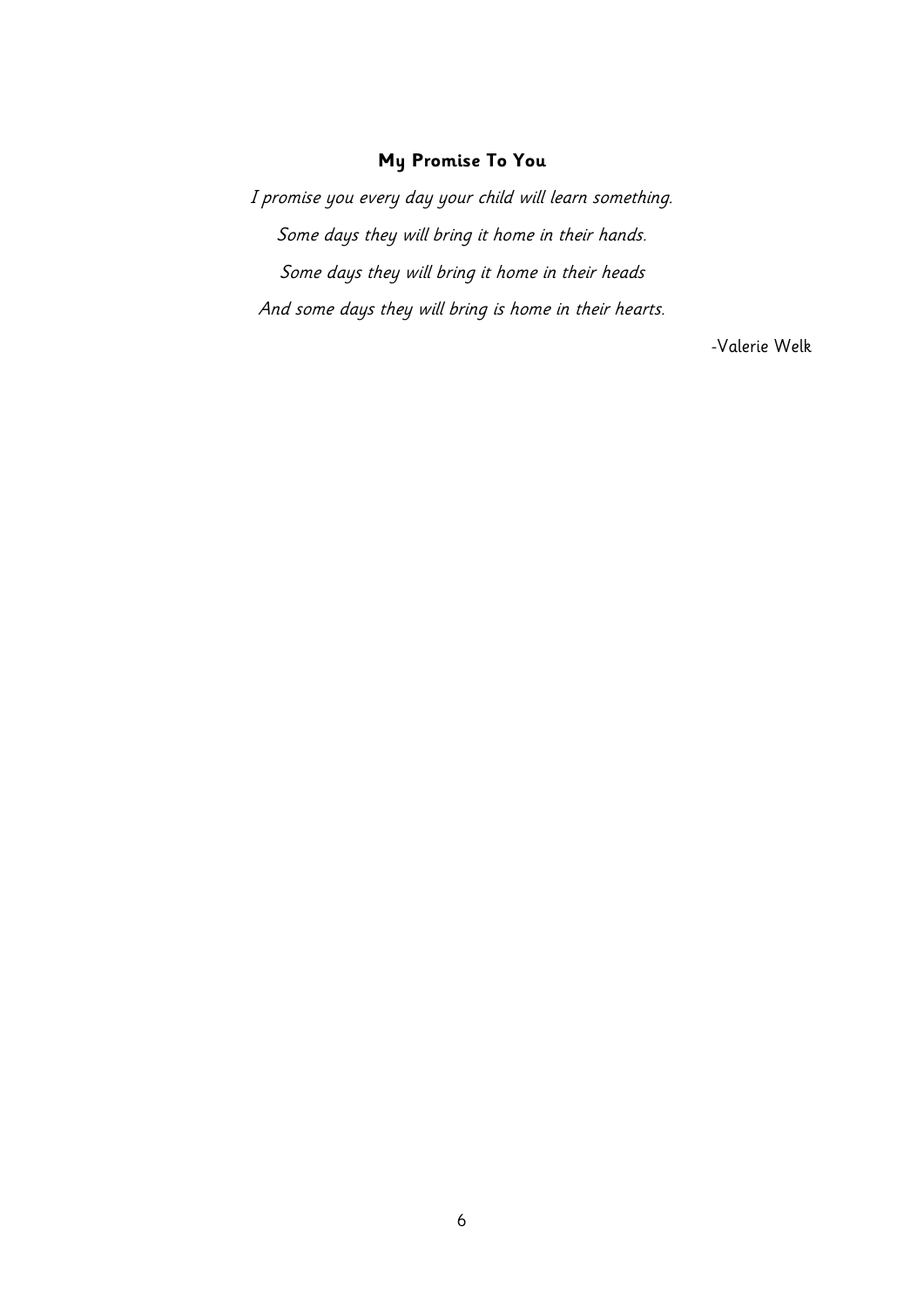**My Promise To You**

*I promise you every day your child will learn something.*

*Some days they will bring it home in their hands.*

*Some days they will bring it home in their heads*

*And some days they will bring is home in their hearts.*

-Valerie Welk